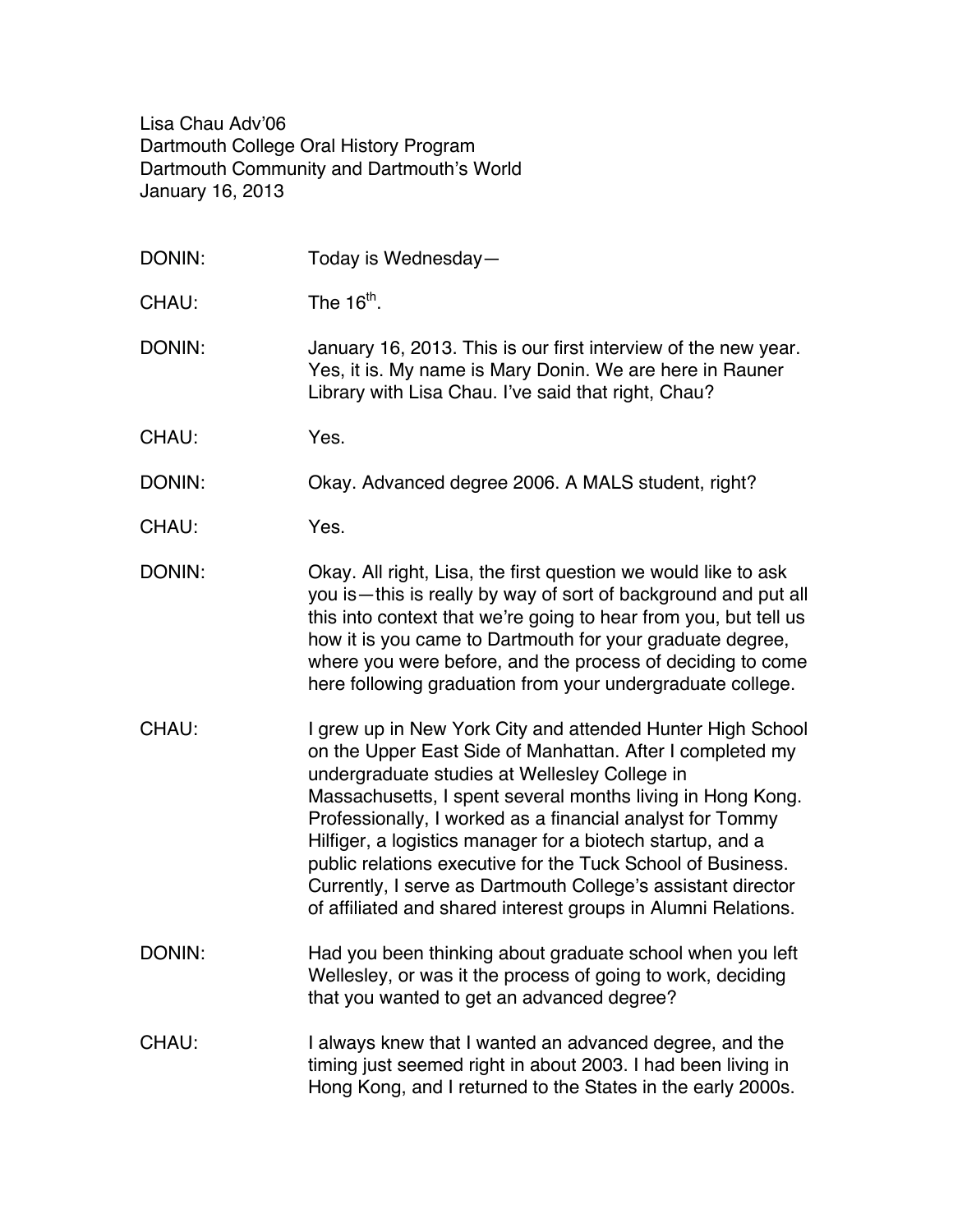Lisa Chau Adv'06
Dartmouth College Oral History Program
Dartmouth Community and Dartmouth's World
January 16, 2013

DONIN: Today is Wednesday—

CHAU: The 16th.

DONIN: January 16, 2013. This is our first interview of the new year. Yes, it is. My name is Mary Donin. We are here in Rauner Library with Lisa Chau. I've said that right, Chau?

CHAU: Yes.

DONIN: Okay. Advanced degree 2006. A MALS student, right?

CHAU: Yes.

DONIN: Okay. All right, Lisa, the first question we would like to ask you is—this is really by way of sort of background and put all this into context that we're going to hear from you, but tell us how it is you came to Dartmouth for your graduate degree, where you were before, and the process of deciding to come here following graduation from your undergraduate college.

CHAU: I grew up in New York City and attended Hunter High School on the Upper East Side of Manhattan. After I completed my undergraduate studies at Wellesley College in Massachusetts, I spent several months living in Hong Kong. Professionally, I worked as a financial analyst for Tommy Hilfiger, a logistics manager for a biotech startup, and a public relations executive for the Tuck School of Business. Currently, I serve as Dartmouth College's assistant director of affiliated and shared interest groups in Alumni Relations.

DONIN: Had you been thinking about graduate school when you left Wellesley, or was it the process of going to work, deciding that you wanted to get an advanced degree?

CHAU: I always knew that I wanted an advanced degree, and the timing just seemed right in about 2003. I had been living in Hong Kong, and I returned to the States in the early 2000s.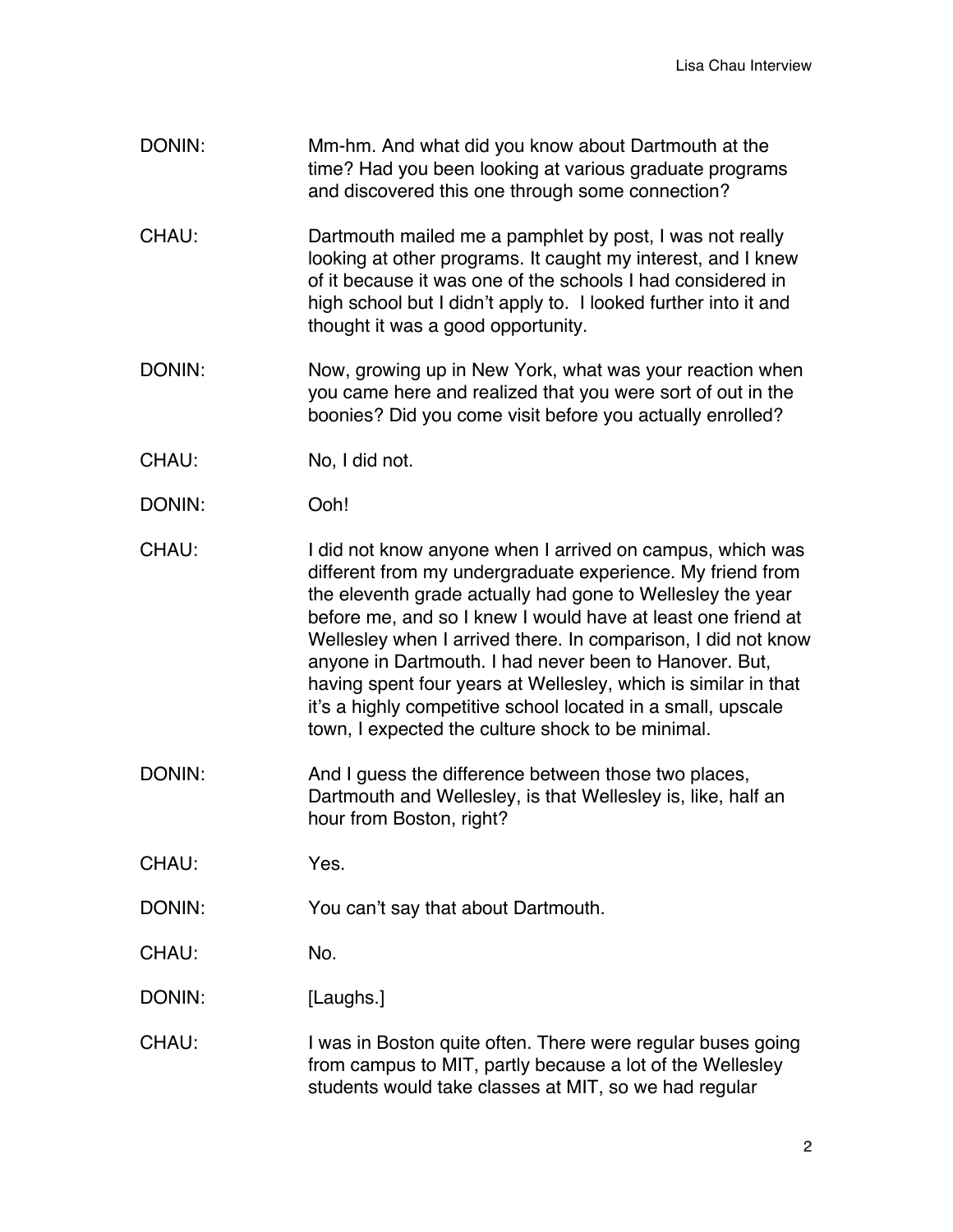DONIN: Mm-hm. And what did you know about Dartmouth at the time? Had you been looking at various graduate programs and discovered this one through some connection?

CHAU: Dartmouth mailed me a pamphlet by post, I was not really looking at other programs. It caught my interest, and I knew of it because it was one of the schools I had considered in high school but I didn't apply to. I looked further into it and thought it was a good opportunity.

DONIN: Now, growing up in New York, what was your reaction when you came here and realized that you were sort of out in the boonies? Did you come visit before you actually enrolled?

CHAU: No, I did not.

DONIN: Ooh!

CHAU: I did not know anyone when I arrived on campus, which was different from my undergraduate experience. My friend from the eleventh grade actually had gone to Wellesley the year before me, and so I knew I would have at least one friend at Wellesley when I arrived there. In comparison, I did not know anyone in Dartmouth. I had never been to Hanover. But, having spent four years at Wellesley, which is similar in that it's a highly competitive school located in a small, upscale town, I expected the culture shock to be minimal.

DONIN: And I guess the difference between those two places, Dartmouth and Wellesley, is that Wellesley is, like, half an hour from Boston, right?

CHAU: Yes.

DONIN: You can't say that about Dartmouth.

CHAU: No.

DONIN: [Laughs.]

CHAU: I was in Boston quite often. There were regular buses going from campus to MIT, partly because a lot of the Wellesley students would take classes at MIT, so we had regular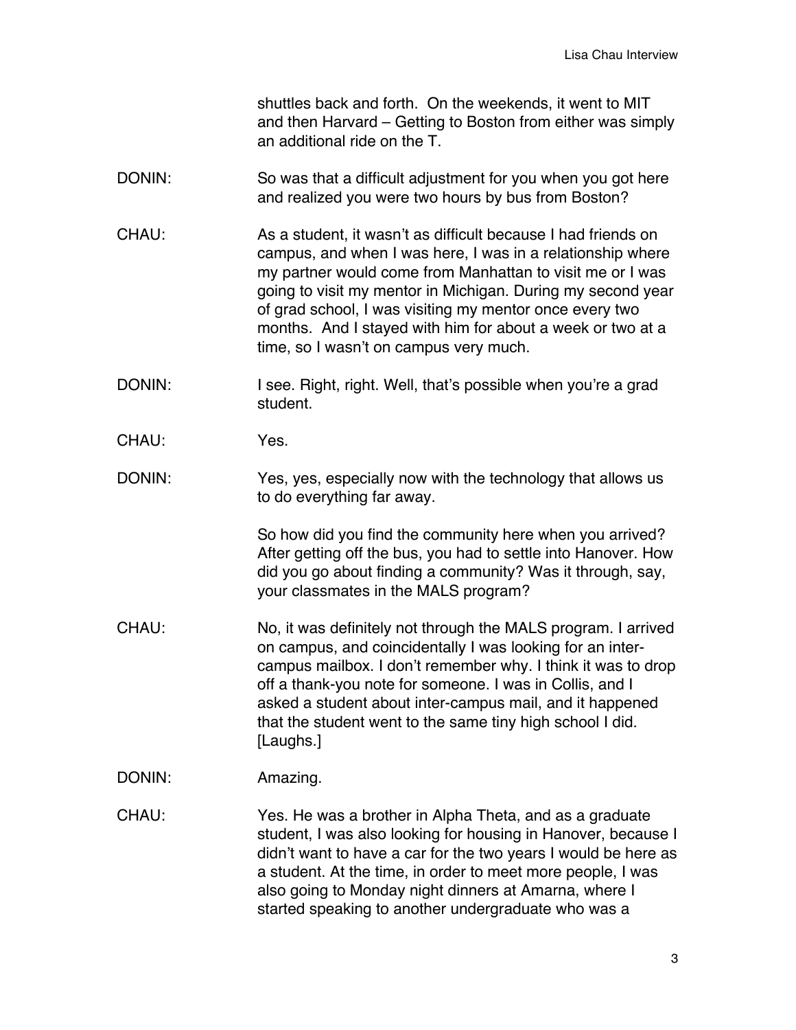shuttles back and forth. On the weekends, it went to MIT and then Harvard – Getting to Boston from either was simply an additional ride on the T.

DONIN: So was that a difficult adjustment for you when you got here and realized you were two hours by bus from Boston?

CHAU: As a student, it wasn't as difficult because I had friends on campus, and when I was here, I was in a relationship where my partner would come from Manhattan to visit me or I was going to visit my mentor in Michigan. During my second year of grad school, I was visiting my mentor once every two months. And I stayed with him for about a week or two at a time, so I wasn't on campus very much.

DONIN: I see. Right, right. Well, that's possible when you're a grad student.

CHAU: Yes.

DONIN: Yes, yes, especially now with the technology that allows us to do everything far away.

So how did you find the community here when you arrived? After getting off the bus, you had to settle into Hanover. How did you go about finding a community? Was it through, say, your classmates in the MALS program?

CHAU: No, it was definitely not through the MALS program. I arrived on campus, and coincidentally I was looking for an inter-campus mailbox. I don't remember why. I think it was to drop off a thank-you note for someone. I was in Collis, and I asked a student about inter-campus mail, and it happened that the student went to the same tiny high school I did. [Laughs.]

DONIN: Amazing.

CHAU: Yes. He was a brother in Alpha Theta, and as a graduate student, I was also looking for housing in Hanover, because I didn't want to have a car for the two years I would be here as a student. At the time, in order to meet more people, I was also going to Monday night dinners at Amarna, where I started speaking to another undergraduate who was a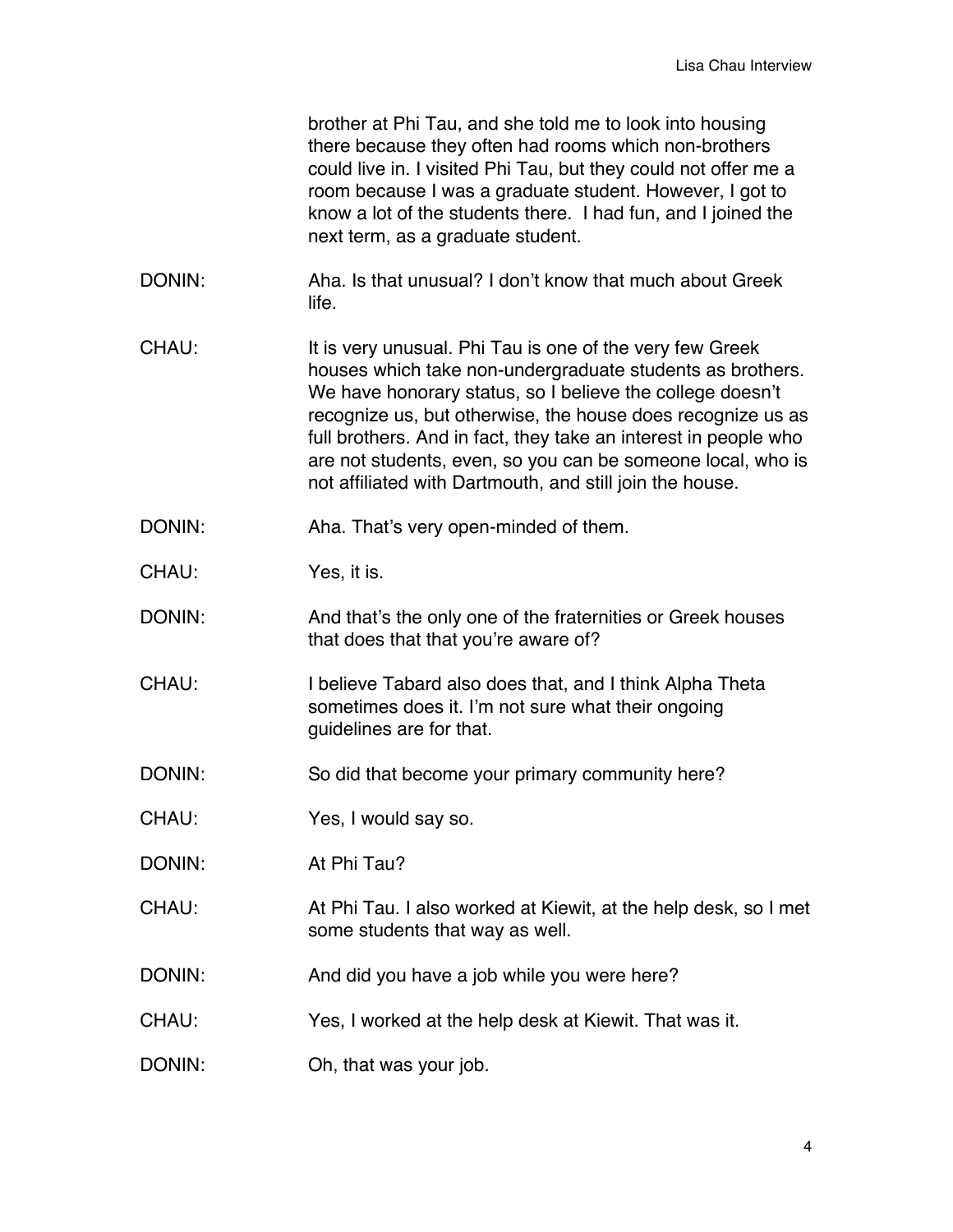brother at Phi Tau, and she told me to look into housing there because they often had rooms which non-brothers could live in. I visited Phi Tau, but they could not offer me a room because I was a graduate student. However, I got to know a lot of the students there. I had fun, and I joined the next term, as a graduate student.

DONIN: Aha. Is that unusual? I don't know that much about Greek life.

CHAU: It is very unusual. Phi Tau is one of the very few Greek houses which take non-undergraduate students as brothers. We have honorary status, so I believe the college doesn't recognize us, but otherwise, the house does recognize us as full brothers. And in fact, they take an interest in people who are not students, even, so you can be someone local, who is not affiliated with Dartmouth, and still join the house.

DONIN: Aha. That's very open-minded of them.

CHAU: Yes, it is.

DONIN: And that's the only one of the fraternities or Greek houses that does that that you're aware of?

CHAU: I believe Tabard also does that, and I think Alpha Theta sometimes does it. I'm not sure what their ongoing guidelines are for that.

DONIN: So did that become your primary community here?

CHAU: Yes, I would say so.

DONIN: At Phi Tau?

CHAU: At Phi Tau. I also worked at Kiewit, at the help desk, so I met some students that way as well.

DONIN: And did you have a job while you were here?

CHAU: Yes, I worked at the help desk at Kiewit. That was it.

DONIN: Oh, that was your job.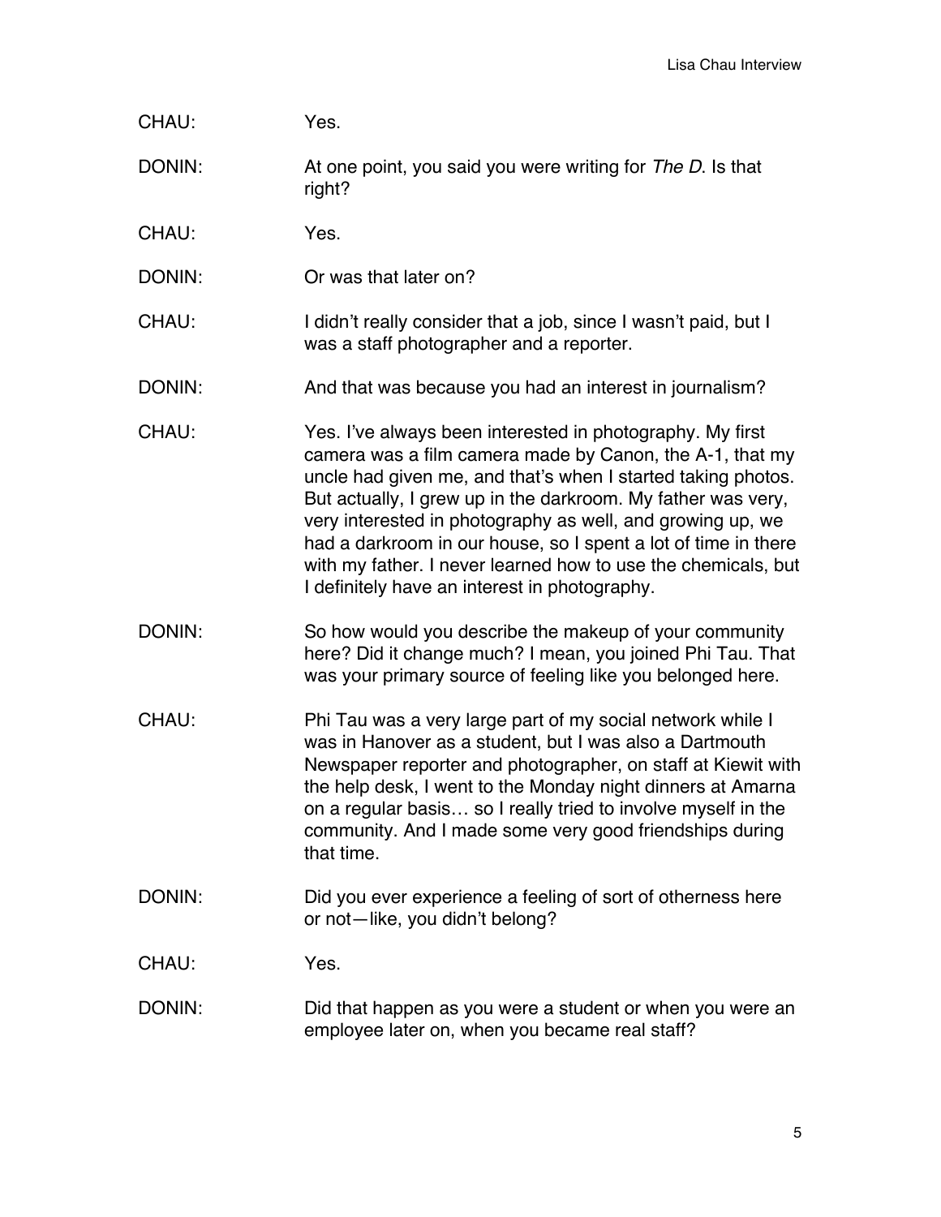CHAU: Yes.

DONIN: At one point, you said you were writing for *The D*. Is that right?

CHAU: Yes.

DONIN: Or was that later on?

CHAU: I didn't really consider that a job, since I wasn't paid, but I was a staff photographer and a reporter.

DONIN: And that was because you had an interest in journalism?

CHAU: Yes. I've always been interested in photography. My first camera was a film camera made by Canon, the A-1, that my uncle had given me, and that's when I started taking photos. But actually, I grew up in the darkroom. My father was very, very interested in photography as well, and growing up, we had a darkroom in our house, so I spent a lot of time in there with my father. I never learned how to use the chemicals, but I definitely have an interest in photography.

DONIN: So how would you describe the makeup of your community here? Did it change much? I mean, you joined Phi Tau. That was your primary source of feeling like you belonged here.

CHAU: Phi Tau was a very large part of my social network while I was in Hanover as a student, but I was also a Dartmouth Newspaper reporter and photographer, on staff at Kiewit with the help desk, I went to the Monday night dinners at Amarna on a regular basis… so I really tried to involve myself in the community. And I made some very good friendships during that time.

DONIN: Did you ever experience a feeling of sort of otherness here or not—like, you didn't belong?

CHAU: Yes.

DONIN: Did that happen as you were a student or when you were an employee later on, when you became real staff?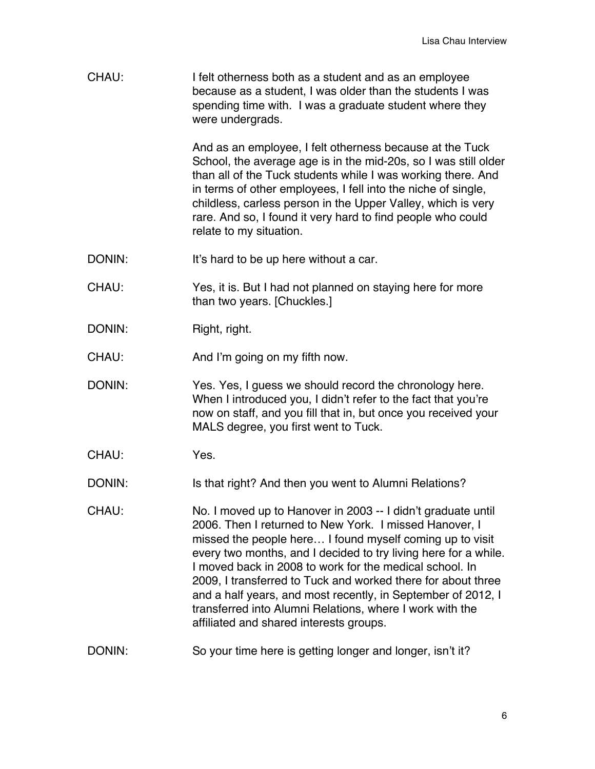CHAU: I felt otherness both as a student and as an employee because as a student, I was older than the students I was spending time with. I was a graduate student where they were undergrads.

And as an employee, I felt otherness because at the Tuck School, the average age is in the mid-20s, so I was still older than all of the Tuck students while I was working there. And in terms of other employees, I fell into the niche of single, childless, carless person in the Upper Valley, which is very rare. And so, I found it very hard to find people who could relate to my situation.

DONIN: It's hard to be up here without a car.

CHAU: Yes, it is. But I had not planned on staying here for more than two years. [Chuckles.]

DONIN: Right, right.

CHAU: And I'm going on my fifth now.

DONIN: Yes. Yes, I guess we should record the chronology here. When I introduced you, I didn't refer to the fact that you're now on staff, and you fill that in, but once you received your MALS degree, you first went to Tuck.

CHAU: Yes.

DONIN: Is that right? And then you went to Alumni Relations?

CHAU: No. I moved up to Hanover in 2003 -- I didn't graduate until 2006. Then I returned to New York. I missed Hanover, I missed the people here… I found myself coming up to visit every two months, and I decided to try living here for a while. I moved back in 2008 to work for the medical school. In 2009, I transferred to Tuck and worked there for about three and a half years, and most recently, in September of 2012, I transferred into Alumni Relations, where I work with the affiliated and shared interests groups.

DONIN: So your time here is getting longer and longer, isn't it?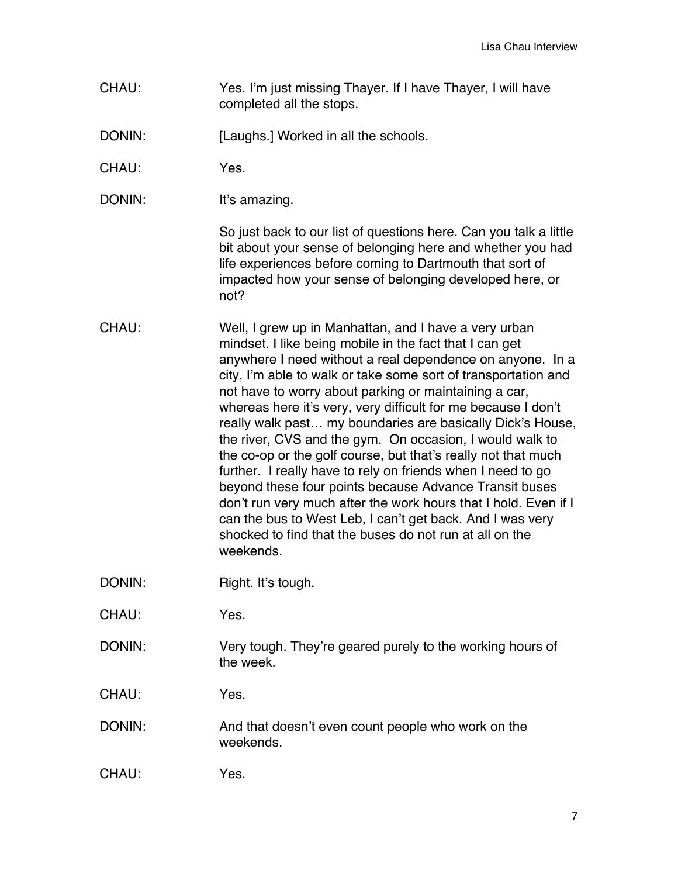CHAU: Yes. I'm just missing Thayer. If I have Thayer, I will have completed all the stops.

DONIN: [Laughs.] Worked in all the schools.

CHAU: Yes.

DONIN: It's amazing.

So just back to our list of questions here. Can you talk a little bit about your sense of belonging here and whether you had life experiences before coming to Dartmouth that sort of impacted how your sense of belonging developed here, or not?

CHAU: Well, I grew up in Manhattan, and I have a very urban mindset. I like being mobile in the fact that I can get anywhere I need without a real dependence on anyone. In a city, I'm able to walk or take some sort of transportation and not have to worry about parking or maintaining a car, whereas here it's very, very difficult for me because I don't really walk past… my boundaries are basically Dick's House, the river, CVS and the gym. On occasion, I would walk to the co-op or the golf course, but that's really not that much further. I really have to rely on friends when I need to go beyond these four points because Advance Transit buses don't run very much after the work hours that I hold. Even if I can the bus to West Leb, I can't get back. And I was very shocked to find that the buses do not run at all on the weekends.

DONIN: Right. It's tough.

CHAU: Yes.

DONIN: Very tough. They're geared purely to the working hours of the week.

CHAU: Yes.

DONIN: And that doesn't even count people who work on the weekends.

CHAU: Yes.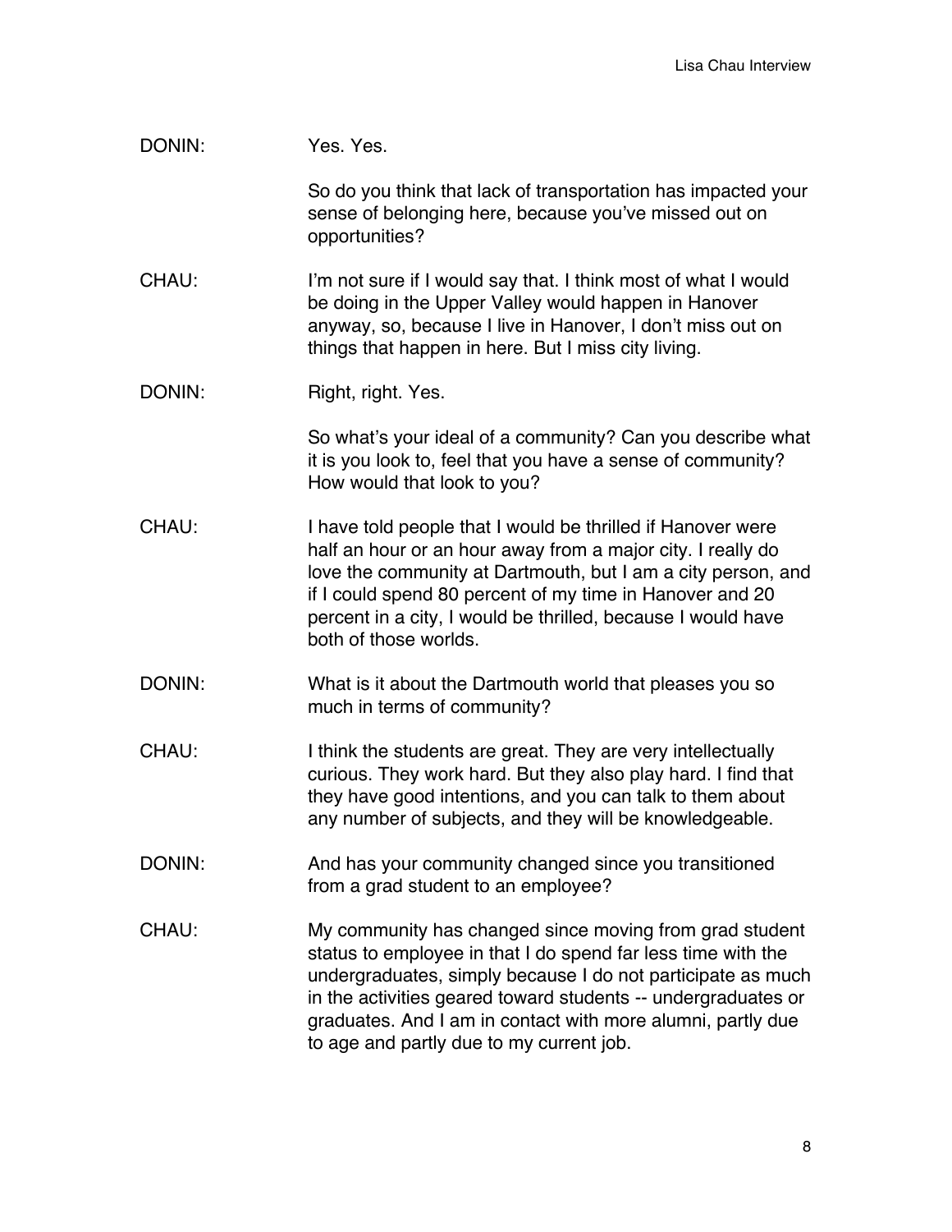DONIN: Yes. Yes.

So do you think that lack of transportation has impacted your sense of belonging here, because you've missed out on opportunities?

CHAU: I'm not sure if I would say that. I think most of what I would be doing in the Upper Valley would happen in Hanover anyway, so, because I live in Hanover, I don't miss out on things that happen in here. But I miss city living.

DONIN: Right, right. Yes.

So what's your ideal of a community? Can you describe what it is you look to, feel that you have a sense of community? How would that look to you?

CHAU: I have told people that I would be thrilled if Hanover were half an hour or an hour away from a major city. I really do love the community at Dartmouth, but I am a city person, and if I could spend 80 percent of my time in Hanover and 20 percent in a city, I would be thrilled, because I would have both of those worlds.

DONIN: What is it about the Dartmouth world that pleases you so much in terms of community?

CHAU: I think the students are great. They are very intellectually curious. They work hard. But they also play hard. I find that they have good intentions, and you can talk to them about any number of subjects, and they will be knowledgeable.

DONIN: And has your community changed since you transitioned from a grad student to an employee?

CHAU: My community has changed since moving from grad student status to employee in that I do spend far less time with the undergraduates, simply because I do not participate as much in the activities geared toward students -- undergraduates or graduates. And I am in contact with more alumni, partly due to age and partly due to my current job.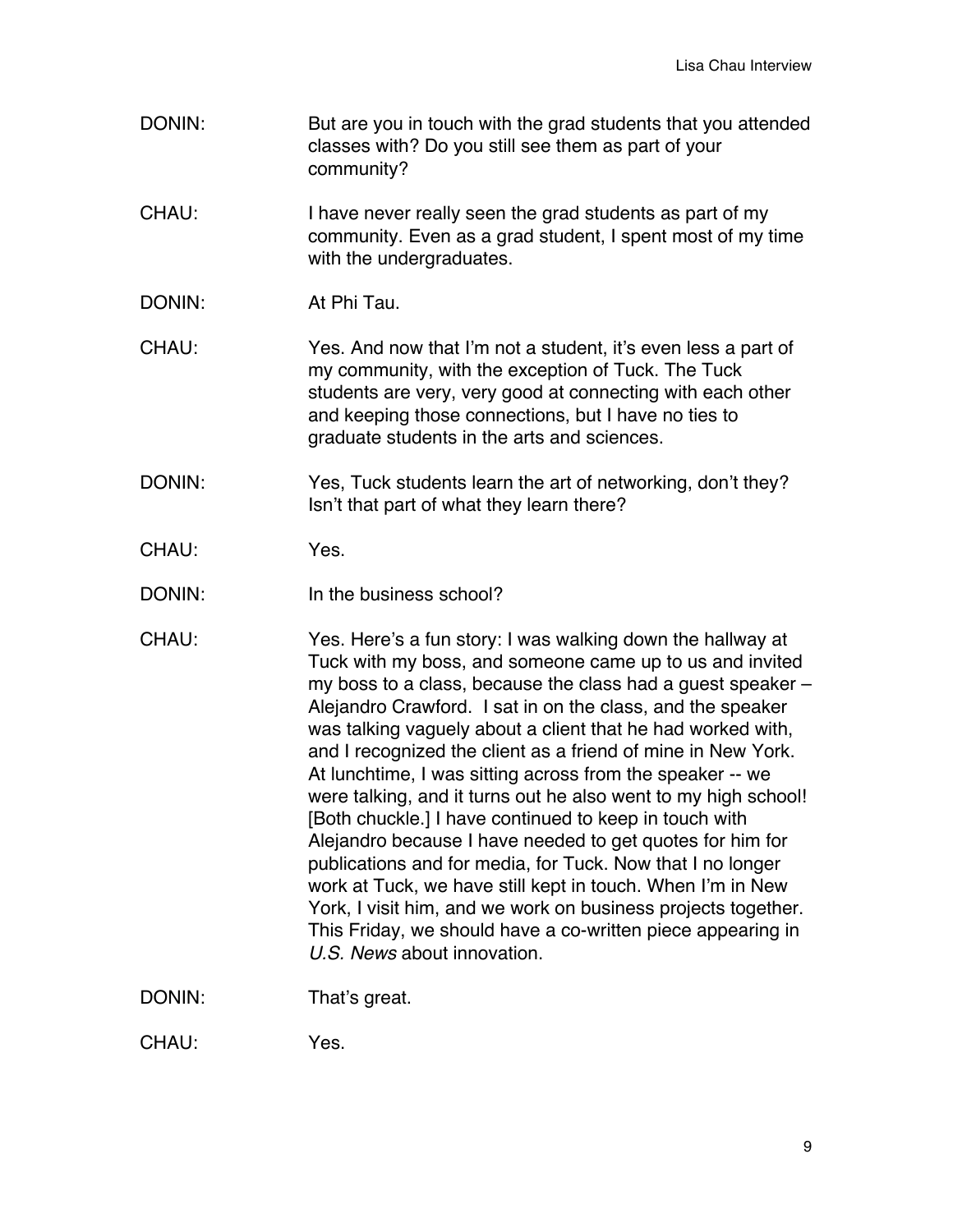DONIN: But are you in touch with the grad students that you attended classes with? Do you still see them as part of your community?

CHAU: I have never really seen the grad students as part of my community. Even as a grad student, I spent most of my time with the undergraduates.

DONIN: At Phi Tau.

CHAU: Yes. And now that I'm not a student, it's even less a part of my community, with the exception of Tuck. The Tuck students are very, very good at connecting with each other and keeping those connections, but I have no ties to graduate students in the arts and sciences.

DONIN: Yes, Tuck students learn the art of networking, don't they? Isn't that part of what they learn there?

CHAU: Yes.

DONIN: In the business school?

CHAU: Yes. Here's a fun story: I was walking down the hallway at Tuck with my boss, and someone came up to us and invited my boss to a class, because the class had a guest speaker – Alejandro Crawford. I sat in on the class, and the speaker was talking vaguely about a client that he had worked with, and I recognized the client as a friend of mine in New York. At lunchtime, I was sitting across from the speaker -- we were talking, and it turns out he also went to my high school! [Both chuckle.] I have continued to keep in touch with Alejandro because I have needed to get quotes for him for publications and for media, for Tuck. Now that I no longer work at Tuck, we have still kept in touch. When I'm in New York, I visit him, and we work on business projects together. This Friday, we should have a co-written piece appearing in *U.S. News* about innovation.

DONIN: That's great.

CHAU: Yes.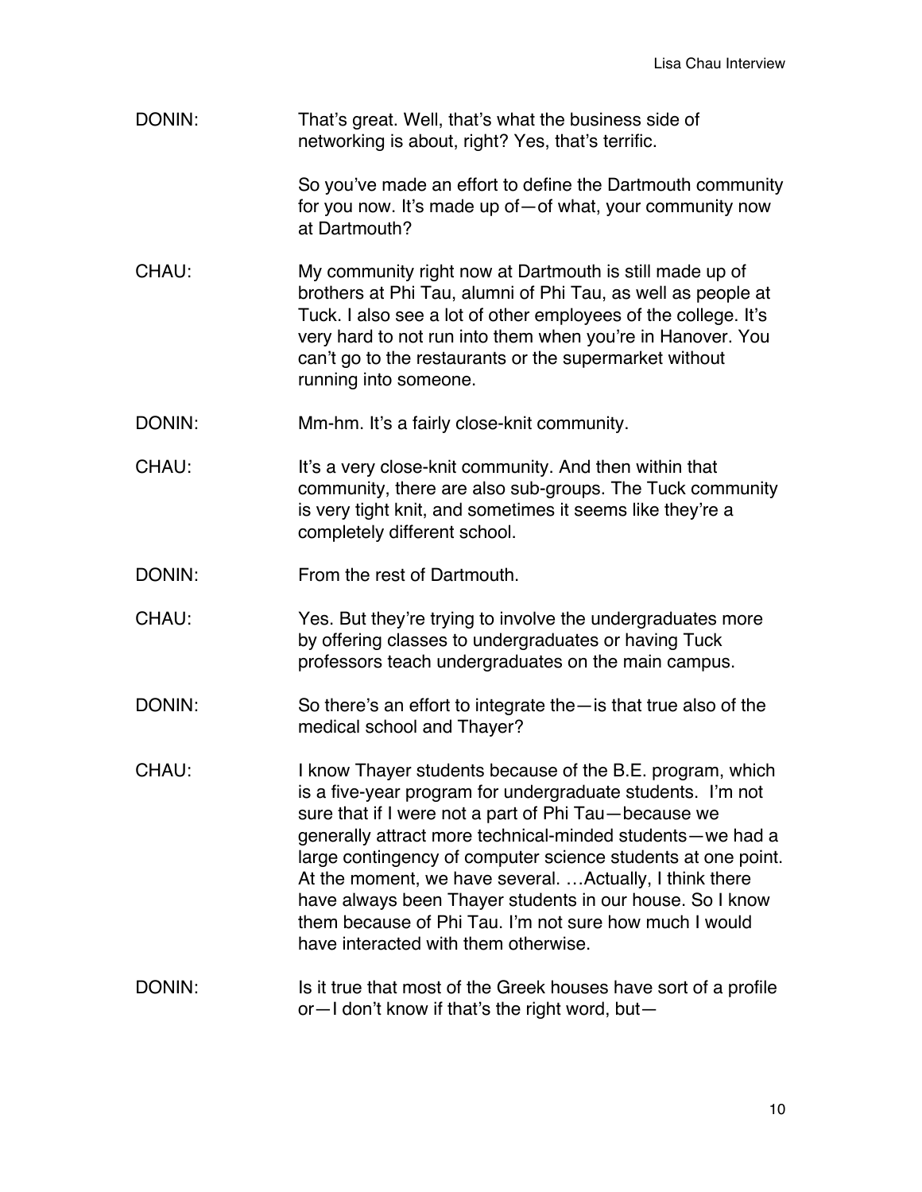DONIN: That's great. Well, that's what the business side of networking is about, right? Yes, that's terrific.

So you've made an effort to define the Dartmouth community for you now. It's made up of—of what, your community now at Dartmouth?

CHAU: My community right now at Dartmouth is still made up of brothers at Phi Tau, alumni of Phi Tau, as well as people at Tuck. I also see a lot of other employees of the college. It's very hard to not run into them when you're in Hanover. You can't go to the restaurants or the supermarket without running into someone.

DONIN: Mm-hm. It's a fairly close-knit community.

CHAU: It's a very close-knit community. And then within that community, there are also sub-groups. The Tuck community is very tight knit, and sometimes it seems like they're a completely different school.

DONIN: From the rest of Dartmouth.

CHAU: Yes. But they're trying to involve the undergraduates more by offering classes to undergraduates or having Tuck professors teach undergraduates on the main campus.

DONIN: So there's an effort to integrate the—is that true also of the medical school and Thayer?

CHAU: I know Thayer students because of the B.E. program, which is a five-year program for undergraduate students. I'm not sure that if I were not a part of Phi Tau—because we generally attract more technical-minded students—we had a large contingency of computer science students at one point. At the moment, we have several. …Actually, I think there have always been Thayer students in our house. So I know them because of Phi Tau. I'm not sure how much I would have interacted with them otherwise.

DONIN: Is it true that most of the Greek houses have sort of a profile or—I don't know if that's the right word, but—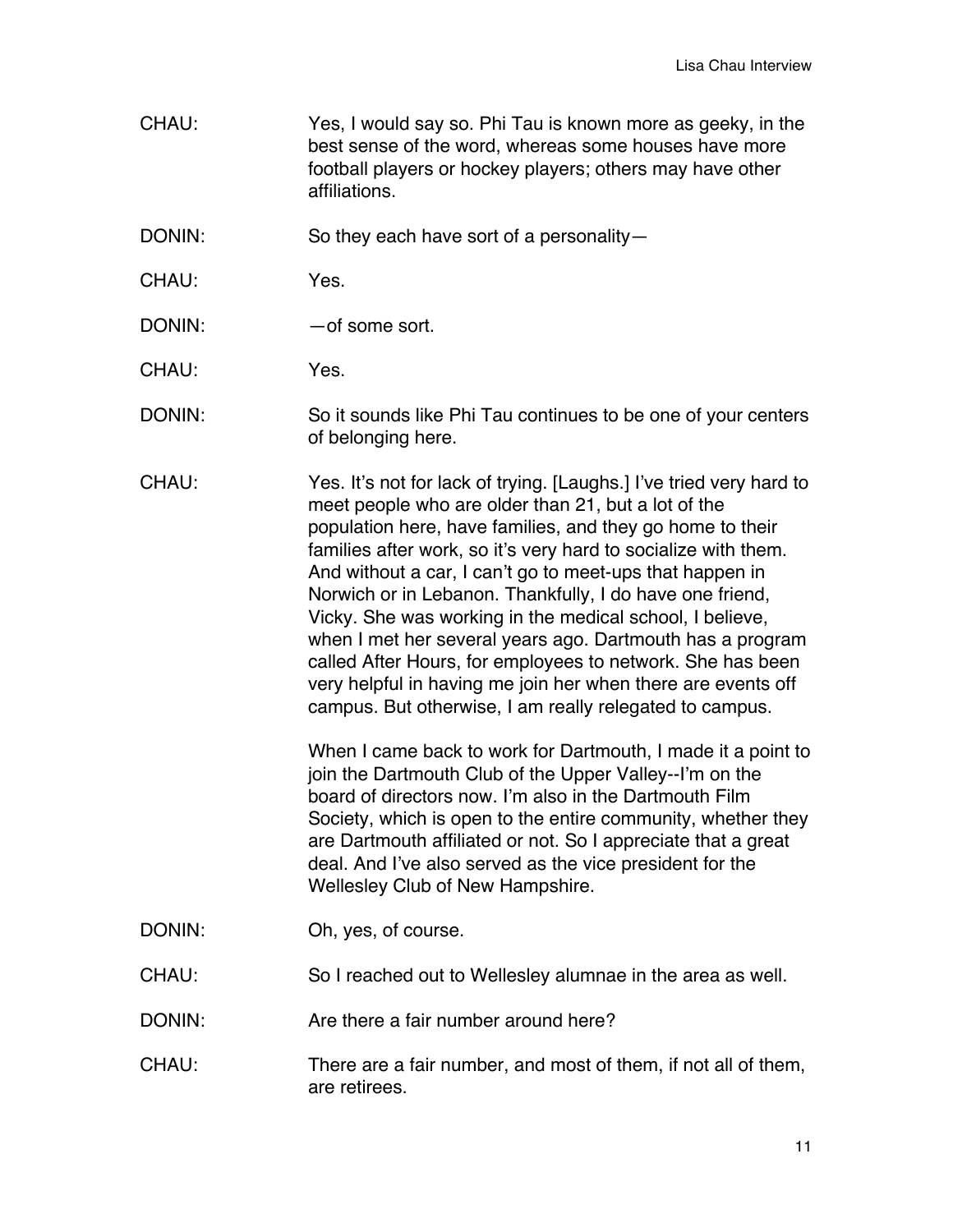CHAU: Yes, I would say so. Phi Tau is known more as geeky, in the best sense of the word, whereas some houses have more football players or hockey players; others may have other affiliations.

DONIN: So they each have sort of a personality—

CHAU: Yes.

DONIN: —of some sort.

CHAU: Yes.

DONIN: So it sounds like Phi Tau continues to be one of your centers of belonging here.

CHAU: Yes. It's not for lack of trying. [Laughs.] I've tried very hard to meet people who are older than 21, but a lot of the population here, have families, and they go home to their families after work, so it's very hard to socialize with them. And without a car, I can't go to meet-ups that happen in Norwich or in Lebanon. Thankfully, I do have one friend, Vicky. She was working in the medical school, I believe, when I met her several years ago. Dartmouth has a program called After Hours, for employees to network. She has been very helpful in having me join her when there are events off campus. But otherwise, I am really relegated to campus.

When I came back to work for Dartmouth, I made it a point to join the Dartmouth Club of the Upper Valley--I'm on the board of directors now. I'm also in the Dartmouth Film Society, which is open to the entire community, whether they are Dartmouth affiliated or not. So I appreciate that a great deal. And I've also served as the vice president for the Wellesley Club of New Hampshire.

DONIN: Oh, yes, of course.

CHAU: So I reached out to Wellesley alumnae in the area as well.

DONIN: Are there a fair number around here?

CHAU: There are a fair number, and most of them, if not all of them, are retirees.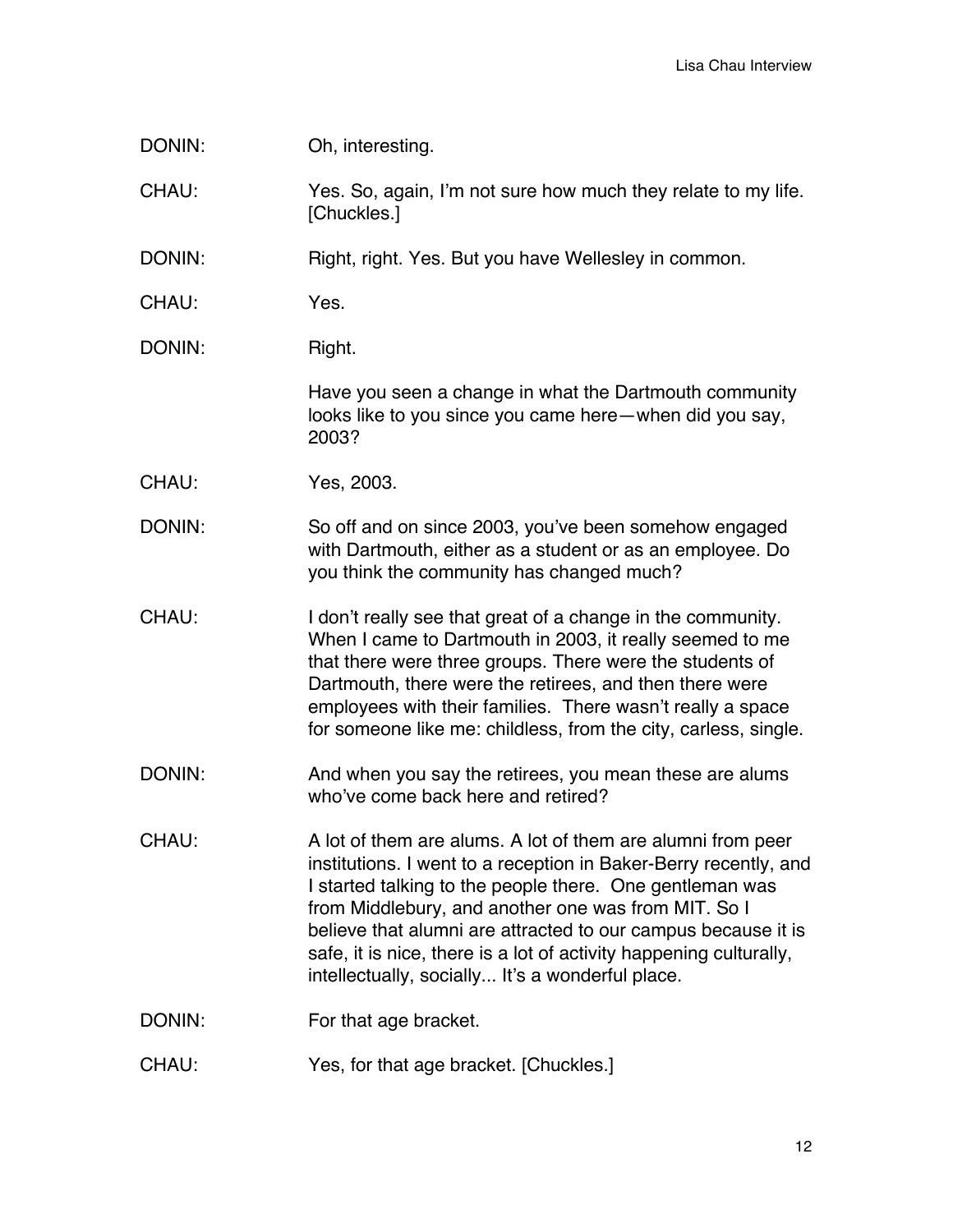DONIN: Oh, interesting.

CHAU: Yes. So, again, I'm not sure how much they relate to my life. [Chuckles.]

DONIN: Right, right. Yes. But you have Wellesley in common.

CHAU: Yes.

DONIN: Right.

Have you seen a change in what the Dartmouth community looks like to you since you came here—when did you say, 2003?

CHAU: Yes, 2003.

DONIN: So off and on since 2003, you've been somehow engaged with Dartmouth, either as a student or as an employee. Do you think the community has changed much?

CHAU: I don't really see that great of a change in the community. When I came to Dartmouth in 2003, it really seemed to me that there were three groups. There were the students of Dartmouth, there were the retirees, and then there were employees with their families. There wasn't really a space for someone like me: childless, from the city, carless, single.

DONIN: And when you say the retirees, you mean these are alums who've come back here and retired?

CHAU: A lot of them are alums. A lot of them are alumni from peer institutions. I went to a reception in Baker-Berry recently, and I started talking to the people there. One gentleman was from Middlebury, and another one was from MIT. So I believe that alumni are attracted to our campus because it is safe, it is nice, there is a lot of activity happening culturally, intellectually, socially... It's a wonderful place.

DONIN: For that age bracket.

CHAU: Yes, for that age bracket. [Chuckles.]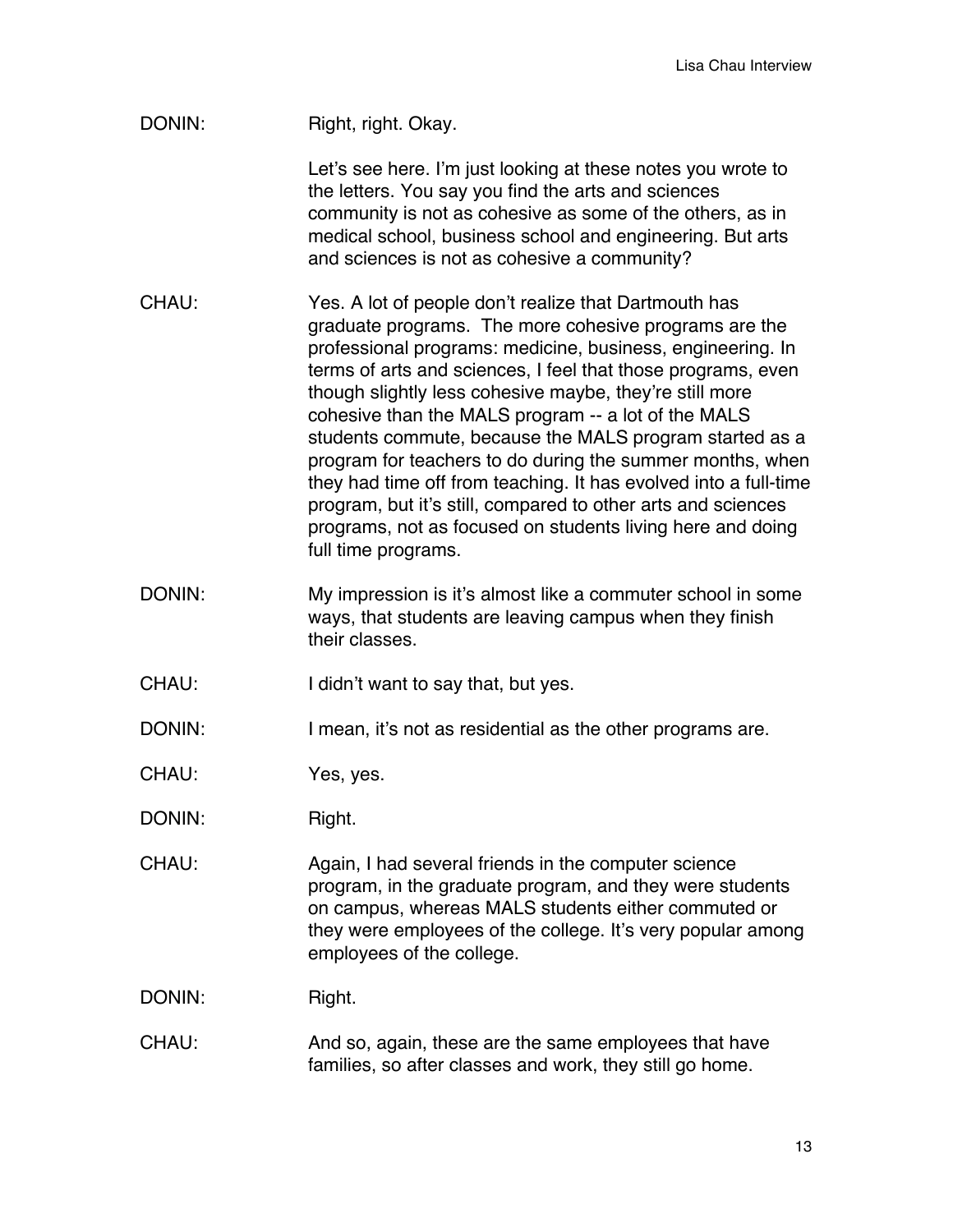DONIN: Right, right. Okay.

Let's see here. I'm just looking at these notes you wrote to the letters. You say you find the arts and sciences community is not as cohesive as some of the others, as in medical school, business school and engineering. But arts and sciences is not as cohesive a community?

CHAU: Yes. A lot of people don't realize that Dartmouth has graduate programs. The more cohesive programs are the professional programs: medicine, business, engineering. In terms of arts and sciences, I feel that those programs, even though slightly less cohesive maybe, they're still more cohesive than the MALS program -- a lot of the MALS students commute, because the MALS program started as a program for teachers to do during the summer months, when they had time off from teaching. It has evolved into a full-time program, but it's still, compared to other arts and sciences programs, not as focused on students living here and doing full time programs.

DONIN: My impression is it's almost like a commuter school in some ways, that students are leaving campus when they finish their classes.

CHAU: I didn't want to say that, but yes.

DONIN: I mean, it's not as residential as the other programs are.

CHAU: Yes, yes.

DONIN: Right.

CHAU: Again, I had several friends in the computer science program, in the graduate program, and they were students on campus, whereas MALS students either commuted or they were employees of the college. It's very popular among employees of the college.

DONIN: Right.

CHAU: And so, again, these are the same employees that have families, so after classes and work, they still go home.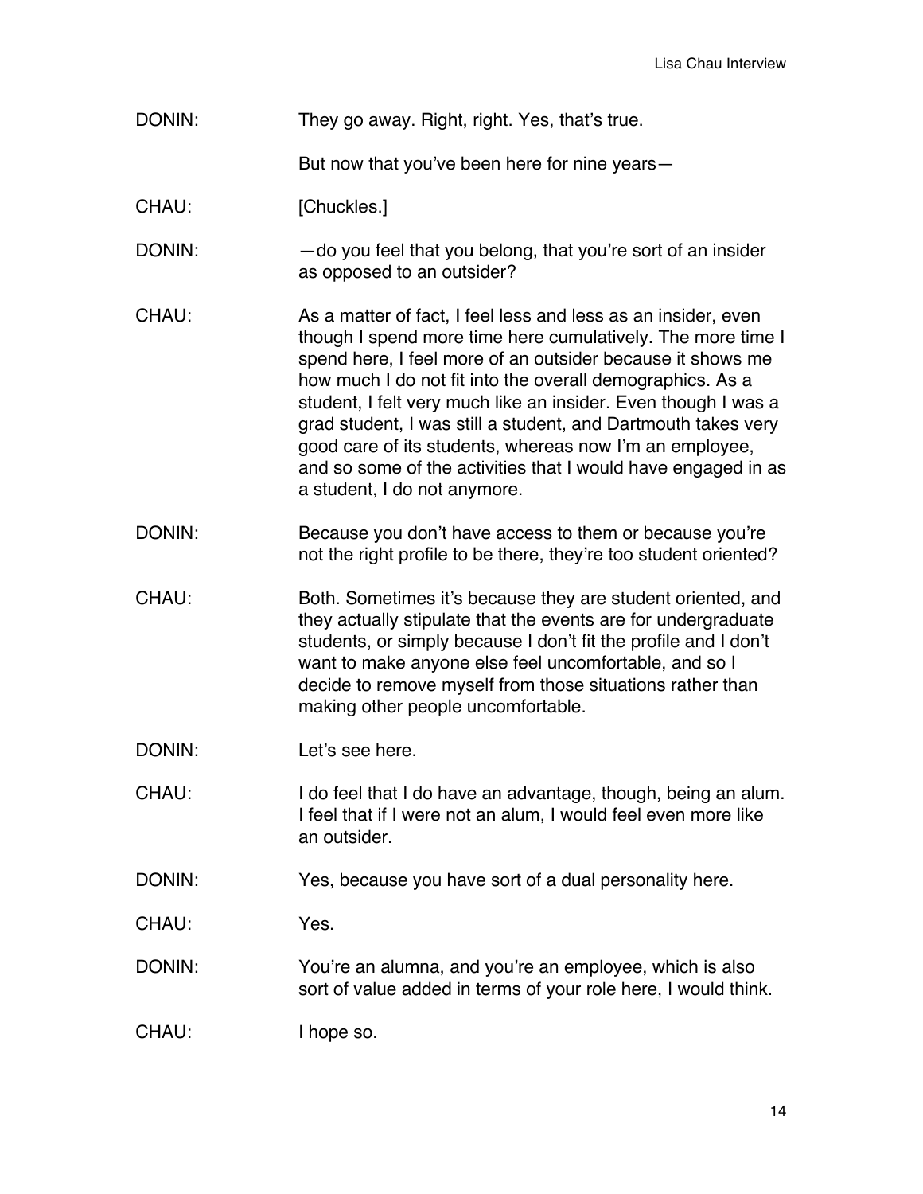DONIN: They go away. Right, right. Yes, that's true.

But now that you've been here for nine years—

CHAU: [Chuckles.]

DONIN: —do you feel that you belong, that you're sort of an insider as opposed to an outsider?

CHAU: As a matter of fact, I feel less and less as an insider, even though I spend more time here cumulatively. The more time I spend here, I feel more of an outsider because it shows me how much I do not fit into the overall demographics. As a student, I felt very much like an insider. Even though I was a grad student, I was still a student, and Dartmouth takes very good care of its students, whereas now I'm an employee, and so some of the activities that I would have engaged in as a student, I do not anymore.

DONIN: Because you don't have access to them or because you're not the right profile to be there, they're too student oriented?

CHAU: Both. Sometimes it's because they are student oriented, and they actually stipulate that the events are for undergraduate students, or simply because I don't fit the profile and I don't want to make anyone else feel uncomfortable, and so I decide to remove myself from those situations rather than making other people uncomfortable.

DONIN: Let's see here.

CHAU: I do feel that I do have an advantage, though, being an alum. I feel that if I were not an alum, I would feel even more like an outsider.

DONIN: Yes, because you have sort of a dual personality here.

CHAU: Yes.

DONIN: You're an alumna, and you're an employee, which is also sort of value added in terms of your role here, I would think.

CHAU: I hope so.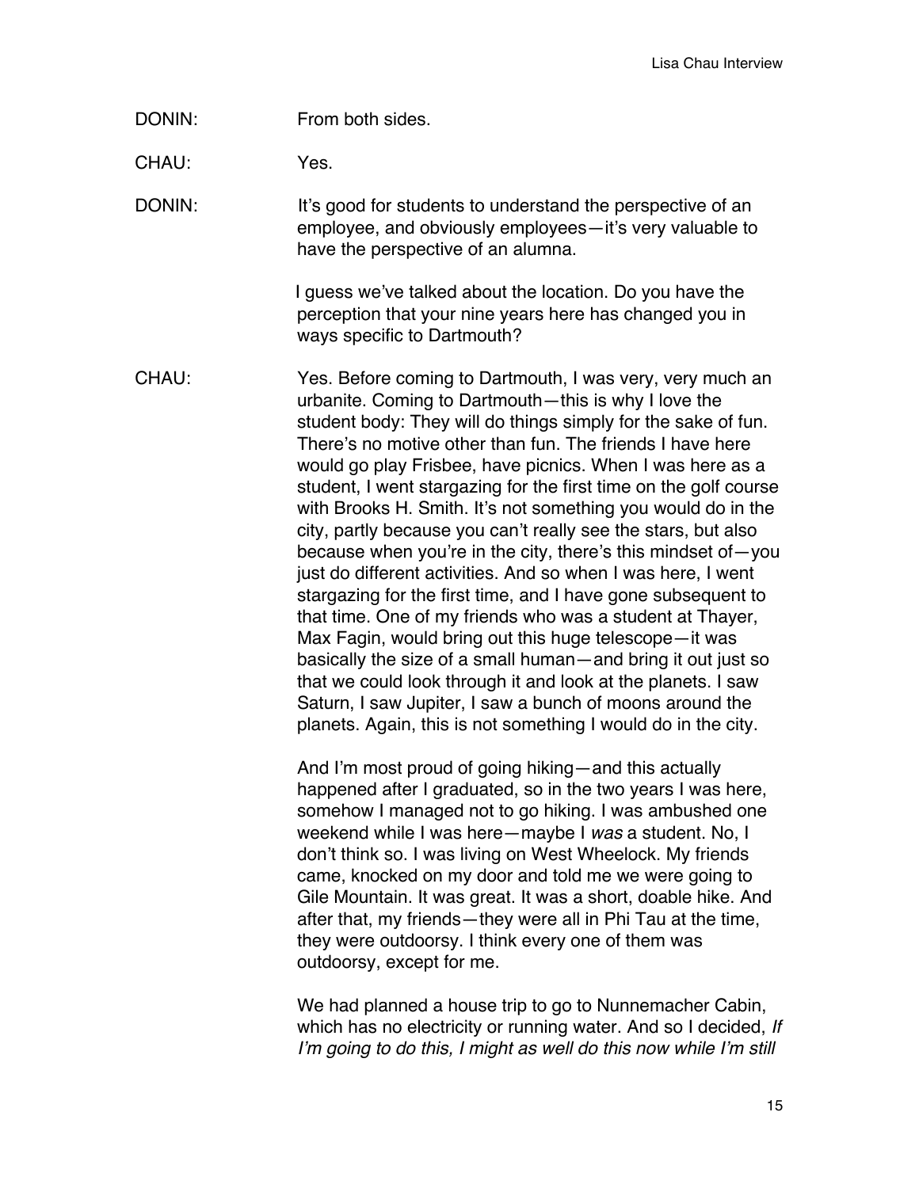DONIN: From both sides.

CHAU: Yes.

DONIN: It's good for students to understand the perspective of an employee, and obviously employees—it's very valuable to have the perspective of an alumna.

I guess we've talked about the location. Do you have the perception that your nine years here has changed you in ways specific to Dartmouth?

CHAU: Yes. Before coming to Dartmouth, I was very, very much an urbanite. Coming to Dartmouth—this is why I love the student body: They will do things simply for the sake of fun. There's no motive other than fun. The friends I have here would go play Frisbee, have picnics. When I was here as a student, I went stargazing for the first time on the golf course with Brooks H. Smith. It's not something you would do in the city, partly because you can't really see the stars, but also because when you're in the city, there's this mindset of—you just do different activities. And so when I was here, I went stargazing for the first time, and I have gone subsequent to that time. One of my friends who was a student at Thayer, Max Fagin, would bring out this huge telescope—it was basically the size of a small human—and bring it out just so that we could look through it and look at the planets. I saw Saturn, I saw Jupiter, I saw a bunch of moons around the planets. Again, this is not something I would do in the city.

And I'm most proud of going hiking—and this actually happened after I graduated, so in the two years I was here, somehow I managed not to go hiking. I was ambushed one weekend while I was here—maybe I *was* a student. No, I don't think so. I was living on West Wheelock. My friends came, knocked on my door and told me we were going to Gile Mountain. It was great. It was a short, doable hike. And after that, my friends—they were all in Phi Tau at the time, they were outdoorsy. I think every one of them was outdoorsy, except for me.

We had planned a house trip to go to Nunnemacher Cabin, which has no electricity or running water. And so I decided, *If I'm going to do this, I might as well do this now while I'm still*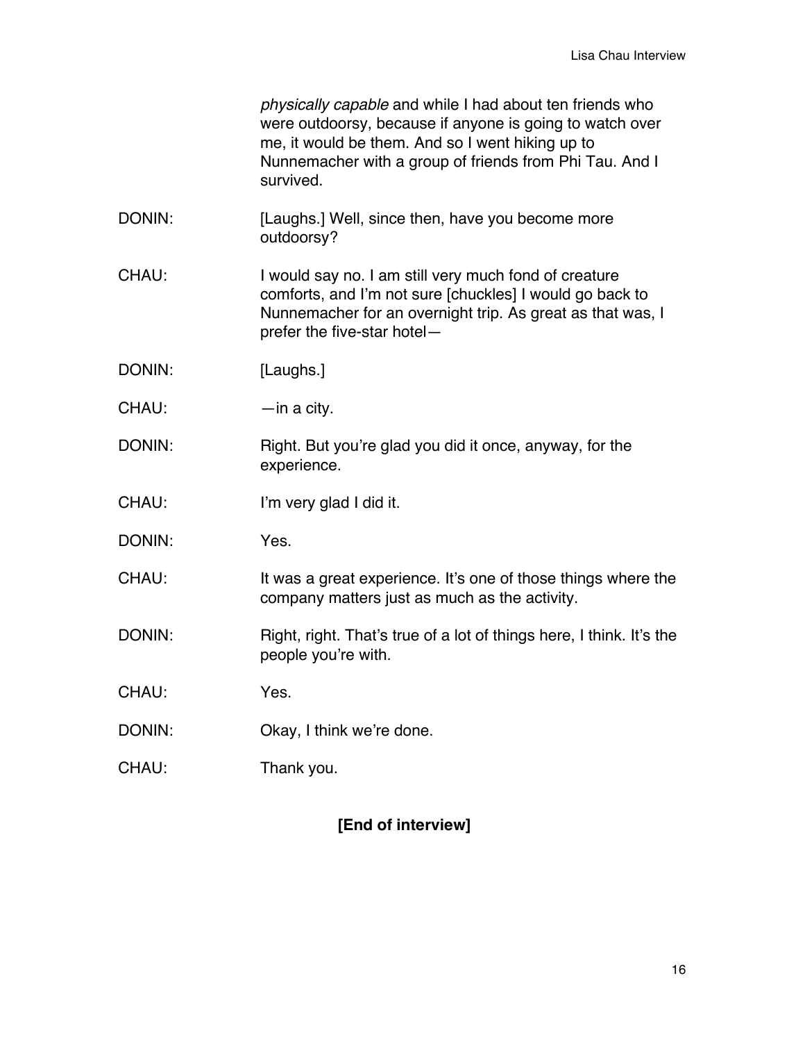*physically capable* and while I had about ten friends who were outdoorsy, because if anyone is going to watch over me, it would be them. And so I went hiking up to Nunnemacher with a group of friends from Phi Tau. And I survived.

DONIN: [Laughs.] Well, since then, have you become more outdoorsy?

CHAU: I would say no. I am still very much fond of creature comforts, and I'm not sure [chuckles] I would go back to Nunnemacher for an overnight trip. As great as that was, I prefer the five-star hotel—

DONIN: [Laughs.]

CHAU: —in a city.

DONIN: Right. But you're glad you did it once, anyway, for the experience.

CHAU: I'm very glad I did it.

DONIN: Yes.

CHAU: It was a great experience. It's one of those things where the company matters just as much as the activity.

DONIN: Right, right. That's true of a lot of things here, I think. It's the people you're with.

CHAU: Yes.

DONIN: Okay, I think we're done.

CHAU: Thank you.

**[End of interview]**